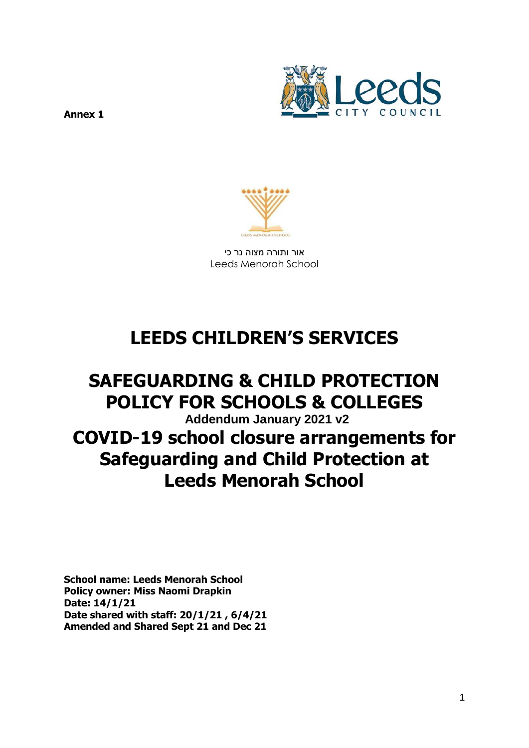**Annex 1**

אור ותורה מצוה נר כי
Leeds Menorah School

# LEEDS CHILDREN'S SERVICES

# SAFEGUARDING & CHILD PROTECTION POLICY FOR SCHOOLS & COLLEGES

**Addendum January 2021 v2**

# COVID-19 school closure arrangements for Safeguarding and Child Protection at Leeds Menorah School

**School name: Leeds Menorah School**
**Policy owner: Miss Naomi Drapkin**
**Date: 14/1/21**
**Date shared with staff: 20/1/21 , 6/4/21**
**Amended and Shared Sept 21 and Dec 21**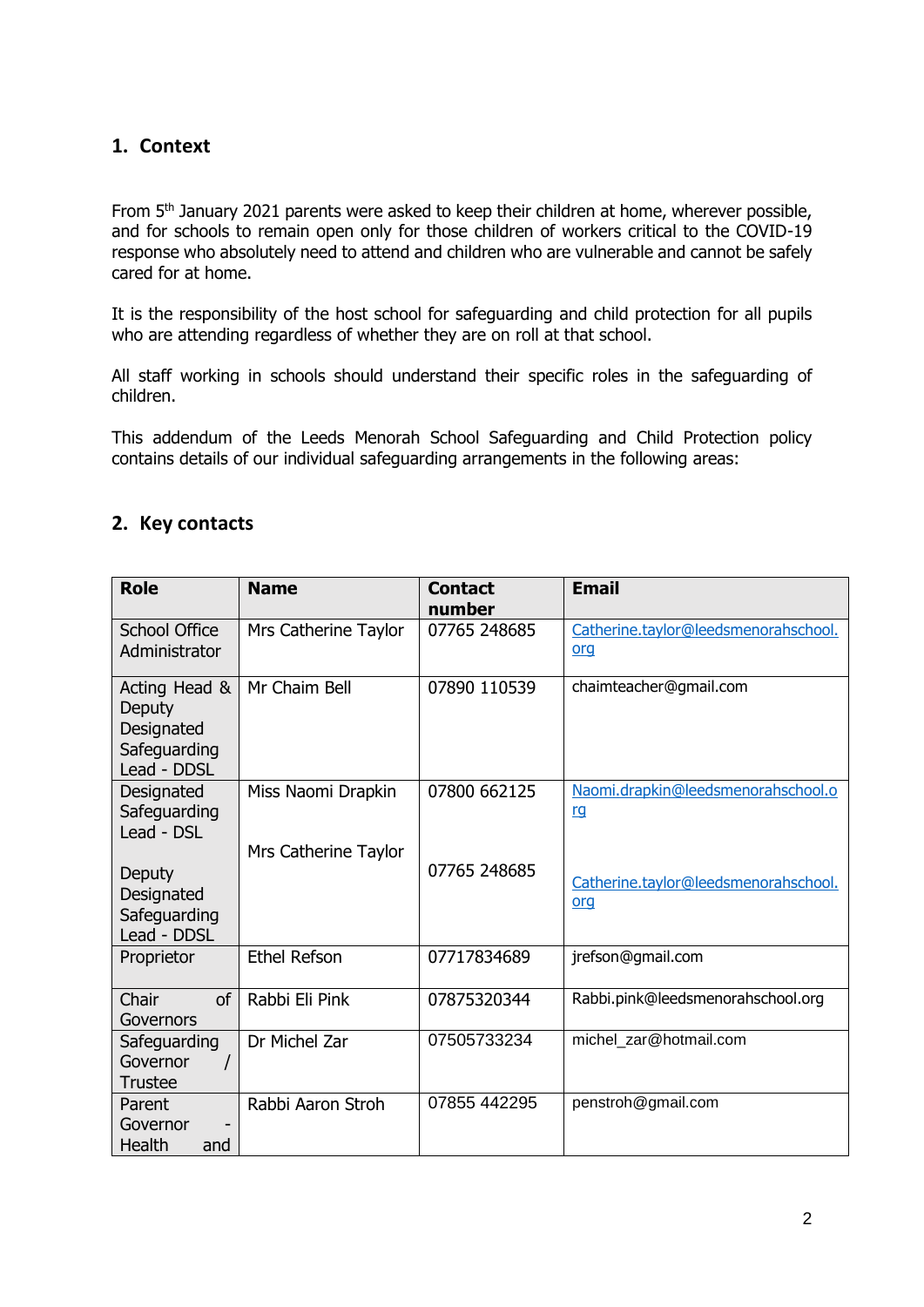## 1. Context

From 5th January 2021 parents were asked to keep their children at home, wherever possible, and for schools to remain open only for those children of workers critical to the COVID-19 response who absolutely need to attend and children who are vulnerable and cannot be safely cared for at home.

It is the responsibility of the host school for safeguarding and child protection for all pupils who are attending regardless of whether they are on roll at that school.

All staff working in schools should understand their specific roles in the safeguarding of children.

This addendum of the Leeds Menorah School Safeguarding and Child Protection policy contains details of our individual safeguarding arrangements in the following areas:

## 2. Key contacts

| Role | Name | Contact number | Email |
|---|---|---|---|
| School Office Administrator | Mrs Catherine Taylor | 07765 248685 | Catherine.taylor@leedsmenorahschool.org |
| Acting Head & Deputy Designated Safeguarding Lead - DDSL | Mr Chaim Bell | 07890 110539 | chaimteacher@gmail.com |
| Designated Safeguarding Lead - DSL<br><br>Deputy Designated Safeguarding Lead - DDSL | Miss Naomi Drapkin<br><br>Mrs Catherine Taylor | 07800 662125<br><br>07765 248685 | Naomi.drapkin@leedsmenorahschool.org<br><br>Catherine.taylor@leedsmenorahschool.org |
| Proprietor | Ethel Refson | 07717834689 | jrefson@gmail.com |
| Chair of Governors | Rabbi Eli Pink | 07875320344 | Rabbi.pink@leedsmenorahschool.org |
| Safeguarding Governor / Trustee | Dr Michel Zar | 07505733234 | michel_zar@hotmail.com |
| Parent Governor - Health and | Rabbi Aaron Stroh | 07855 442295 | penstroh@gmail.com |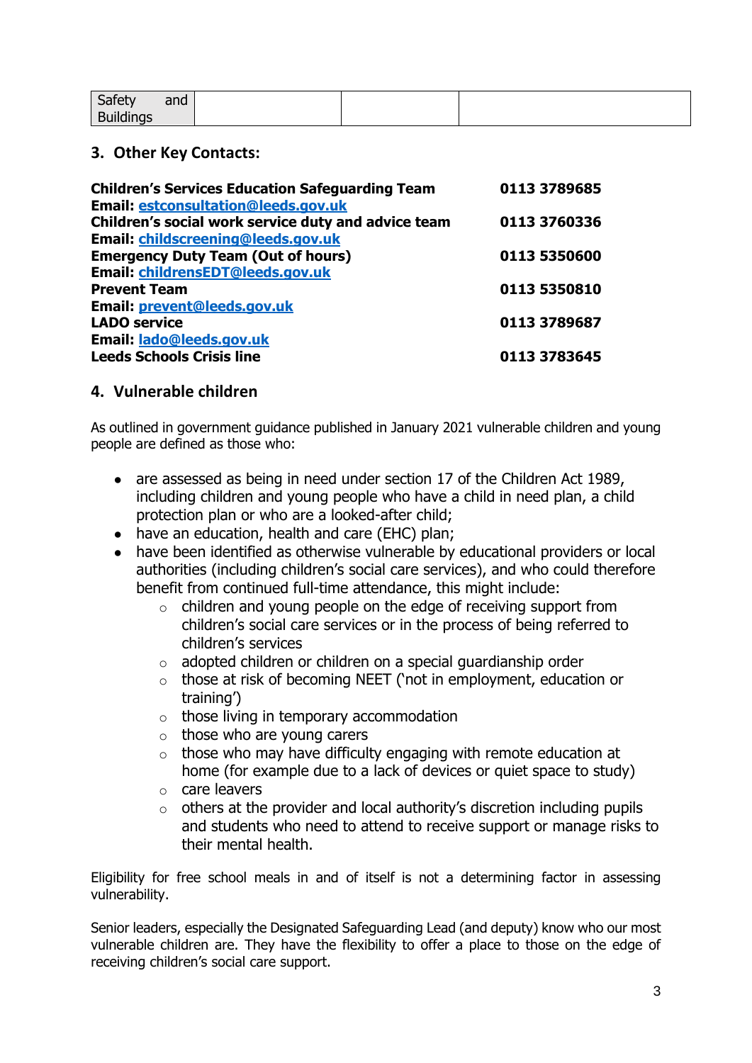| Safety and Buildings | | | |
|---|---|---|---|

## 3. Other Key Contacts:

| | |
|---|---|
| **Children's Services Education Safeguarding Team** | **0113 3789685** |
| **Email: [estconsultation@leeds.gov.uk](mailto:estconsultation@leeds.gov.uk)** | |
| **Children's social work service duty and advice team** | **0113 3760336** |
| **Email: [childscreening@leeds.gov.uk](mailto:childscreening@leeds.gov.uk)** | |
| **Emergency Duty Team (Out of hours)** | **0113 5350600** |
| **Email: [childrensEDT@leeds.gov.uk](mailto:childrensEDT@leeds.gov.uk)** | |
| **Prevent Team** | **0113 5350810** |
| **Email: [prevent@leeds.gov.uk](mailto:prevent@leeds.gov.uk)** | |
| **LADO service** | **0113 3789687** |
| **Email: [lado@leeds.gov.uk](mailto:lado@leeds.gov.uk)** | |
| **Leeds Schools Crisis line** | **0113 3783645** |

## 4. Vulnerable children

As outlined in government guidance published in January 2021 vulnerable children and young people are defined as those who:

- are assessed as being in need under section 17 of the Children Act 1989, including children and young people who have a child in need plan, a child protection plan or who are a looked-after child;
- have an education, health and care (EHC) plan;
- have been identified as otherwise vulnerable by educational providers or local authorities (including children's social care services), and who could therefore benefit from continued full-time attendance, this might include:
  - children and young people on the edge of receiving support from children's social care services or in the process of being referred to children's services
  - adopted children or children on a special guardianship order
  - those at risk of becoming NEET ('not in employment, education or training')
  - those living in temporary accommodation
  - those who are young carers
  - those who may have difficulty engaging with remote education at home (for example due to a lack of devices or quiet space to study)
  - care leavers
  - others at the provider and local authority's discretion including pupils and students who need to attend to receive support or manage risks to their mental health.

Eligibility for free school meals in and of itself is not a determining factor in assessing vulnerability.

Senior leaders, especially the Designated Safeguarding Lead (and deputy) know who our most vulnerable children are. They have the flexibility to offer a place to those on the edge of receiving children's social care support.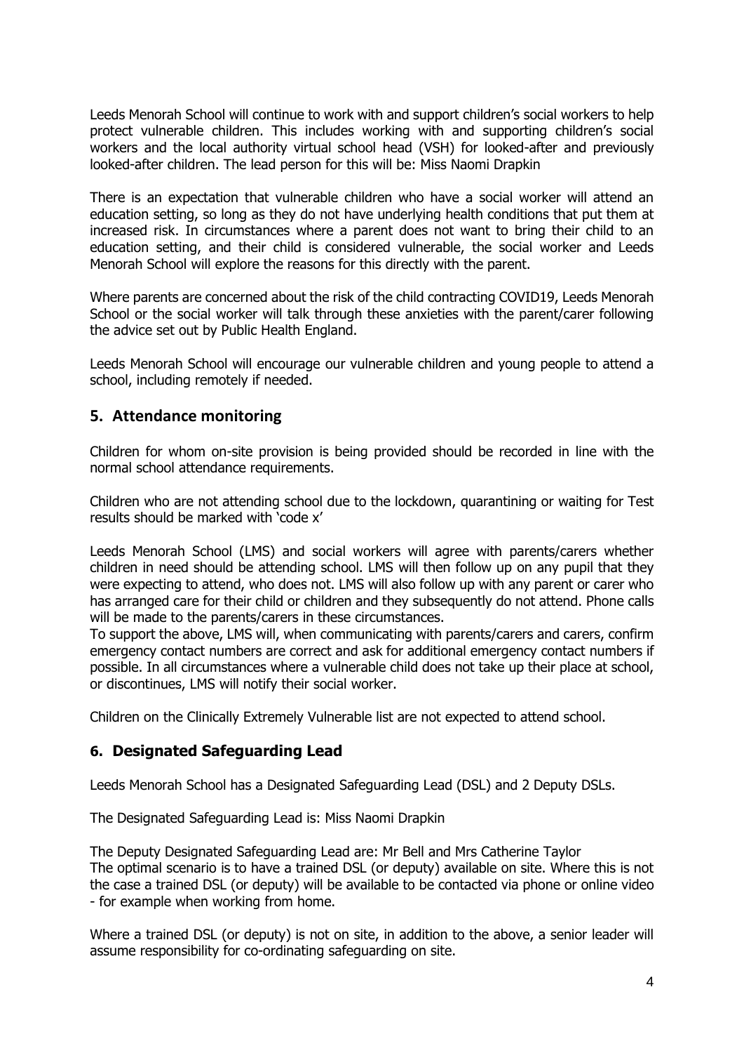Leeds Menorah School will continue to work with and support children's social workers to help protect vulnerable children. This includes working with and supporting children's social workers and the local authority virtual school head (VSH) for looked-after and previously looked-after children. The lead person for this will be: Miss Naomi Drapkin

There is an expectation that vulnerable children who have a social worker will attend an education setting, so long as they do not have underlying health conditions that put them at increased risk. In circumstances where a parent does not want to bring their child to an education setting, and their child is considered vulnerable, the social worker and Leeds Menorah School will explore the reasons for this directly with the parent.

Where parents are concerned about the risk of the child contracting COVID19, Leeds Menorah School or the social worker will talk through these anxieties with the parent/carer following the advice set out by Public Health England.

Leeds Menorah School will encourage our vulnerable children and young people to attend a school, including remotely if needed.

## 5. Attendance monitoring

Children for whom on-site provision is being provided should be recorded in line with the normal school attendance requirements.

Children who are not attending school due to the lockdown, quarantining or waiting for Test results should be marked with 'code x'

Leeds Menorah School (LMS) and social workers will agree with parents/carers whether children in need should be attending school. LMS will then follow up on any pupil that they were expecting to attend, who does not. LMS will also follow up with any parent or carer who has arranged care for their child or children and they subsequently do not attend. Phone calls will be made to the parents/carers in these circumstances.
To support the above, LMS will, when communicating with parents/carers and carers, confirm emergency contact numbers are correct and ask for additional emergency contact numbers if possible. In all circumstances where a vulnerable child does not take up their place at school, or discontinues, LMS will notify their social worker.

Children on the Clinically Extremely Vulnerable list are not expected to attend school.

## 6. Designated Safeguarding Lead

Leeds Menorah School has a Designated Safeguarding Lead (DSL) and 2 Deputy DSLs.

The Designated Safeguarding Lead is: Miss Naomi Drapkin

The Deputy Designated Safeguarding Lead are: Mr Bell and Mrs Catherine Taylor
The optimal scenario is to have a trained DSL (or deputy) available on site. Where this is not the case a trained DSL (or deputy) will be available to be contacted via phone or online video - for example when working from home.

Where a trained DSL (or deputy) is not on site, in addition to the above, a senior leader will assume responsibility for co-ordinating safeguarding on site.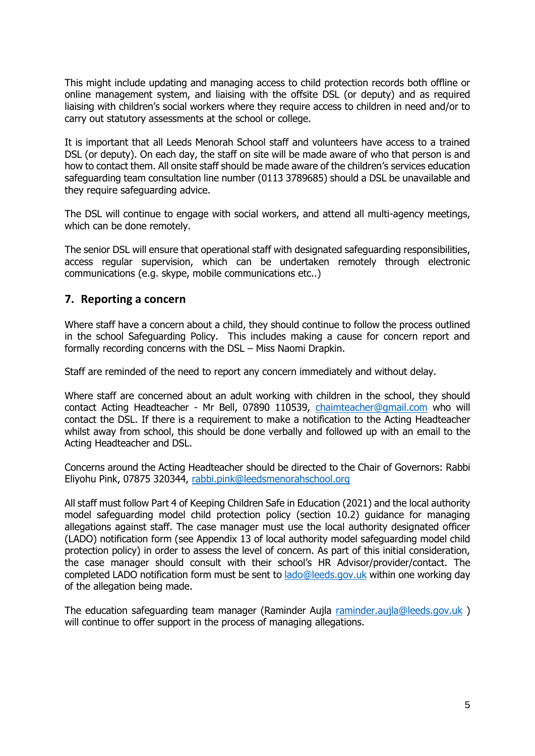This might include updating and managing access to child protection records both offline or online management system, and liaising with the offsite DSL (or deputy) and as required liaising with children's social workers where they require access to children in need and/or to carry out statutory assessments at the school or college.

It is important that all Leeds Menorah School staff and volunteers have access to a trained DSL (or deputy). On each day, the staff on site will be made aware of who that person is and how to contact them. All onsite staff should be made aware of the children's services education safeguarding team consultation line number (0113 3789685) should a DSL be unavailable and they require safeguarding advice.

The DSL will continue to engage with social workers, and attend all multi-agency meetings, which can be done remotely.

The senior DSL will ensure that operational staff with designated safeguarding responsibilities, access regular supervision, which can be undertaken remotely through electronic communications (e.g. skype, mobile communications etc..)

## 7. Reporting a concern

Where staff have a concern about a child, they should continue to follow the process outlined in the school Safeguarding Policy. This includes making a cause for concern report and formally recording concerns with the DSL – Miss Naomi Drapkin.

Staff are reminded of the need to report any concern immediately and without delay.

Where staff are concerned about an adult working with children in the school, they should contact Acting Headteacher - Mr Bell, 07890 110539, chaimteacher@gmail.com who will contact the DSL. If there is a requirement to make a notification to the Acting Headteacher whilst away from school, this should be done verbally and followed up with an email to the Acting Headteacher and DSL.

Concerns around the Acting Headteacher should be directed to the Chair of Governors: Rabbi Eliyohu Pink, 07875 320344, rabbi.pink@leedsmenorahschool.org

All staff must follow Part 4 of Keeping Children Safe in Education (2021) and the local authority model safeguarding model child protection policy (section 10.2) guidance for managing allegations against staff. The case manager must use the local authority designated officer (LADO) notification form (see Appendix 13 of local authority model safeguarding model child protection policy) in order to assess the level of concern. As part of this initial consideration, the case manager should consult with their school's HR Advisor/provider/contact. The completed LADO notification form must be sent to lado@leeds.gov.uk within one working day of the allegation being made.

The education safeguarding team manager (Raminder Aujla raminder.aujla@leeds.gov.uk ) will continue to offer support in the process of managing allegations.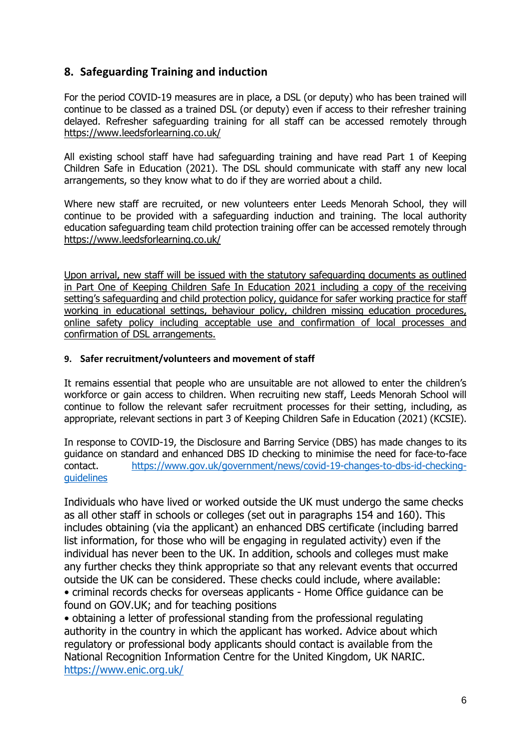## 8. Safeguarding Training and induction

For the period COVID-19 measures are in place, a DSL (or deputy) who has been trained will continue to be classed as a trained DSL (or deputy) even if access to their refresher training delayed. Refresher safeguarding training for all staff can be accessed remotely through https://www.leedsforlearning.co.uk/

All existing school staff have had safeguarding training and have read Part 1 of Keeping Children Safe in Education (2021). The DSL should communicate with staff any new local arrangements, so they know what to do if they are worried about a child.

Where new staff are recruited, or new volunteers enter Leeds Menorah School, they will continue to be provided with a safeguarding induction and training. The local authority education safeguarding team child protection training offer can be accessed remotely through https://www.leedsforlearning.co.uk/

Upon arrival, new staff will be issued with the statutory safeguarding documents as outlined in Part One of Keeping Children Safe In Education 2021 including a copy of the receiving setting's safeguarding and child protection policy, guidance for safer working practice for staff working in educational settings, behaviour policy, children missing education procedures, online safety policy including acceptable use and confirmation of local processes and confirmation of DSL arrangements.

### 9. Safer recruitment/volunteers and movement of staff

It remains essential that people who are unsuitable are not allowed to enter the children's workforce or gain access to children. When recruiting new staff, Leeds Menorah School will continue to follow the relevant safer recruitment processes for their setting, including, as appropriate, relevant sections in part 3 of Keeping Children Safe in Education (2021) (KCSIE).

In response to COVID-19, the Disclosure and Barring Service (DBS) has made changes to its guidance on standard and enhanced DBS ID checking to minimise the need for face-to-face contact. https://www.gov.uk/government/news/covid-19-changes-to-dbs-id-checking-guidelines

Individuals who have lived or worked outside the UK must undergo the same checks as all other staff in schools or colleges (set out in paragraphs 154 and 160). This includes obtaining (via the applicant) an enhanced DBS certificate (including barred list information, for those who will be engaging in regulated activity) even if the individual has never been to the UK. In addition, schools and colleges must make any further checks they think appropriate so that any relevant events that occurred outside the UK can be considered. These checks could include, where available:

- criminal records checks for overseas applicants - Home Office guidance can be found on GOV.UK; and for teaching positions
- obtaining a letter of professional standing from the professional regulating authority in the country in which the applicant has worked. Advice about which regulatory or professional body applicants should contact is available from the National Recognition Information Centre for the United Kingdom, UK NARIC. https://www.enic.org.uk/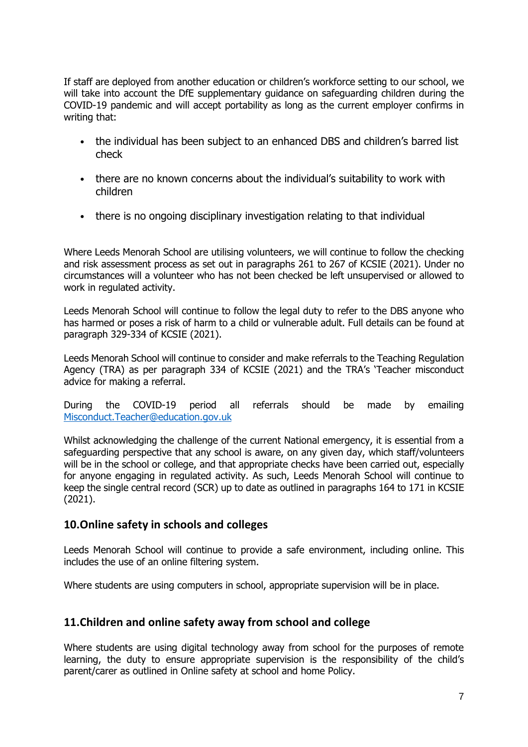If staff are deployed from another education or children's workforce setting to our school, we will take into account the DfE supplementary guidance on safeguarding children during the COVID-19 pandemic and will accept portability as long as the current employer confirms in writing that:

- the individual has been subject to an enhanced DBS and children's barred list check
- there are no known concerns about the individual's suitability to work with children
- there is no ongoing disciplinary investigation relating to that individual

Where Leeds Menorah School are utilising volunteers, we will continue to follow the checking and risk assessment process as set out in paragraphs 261 to 267 of KCSIE (2021). Under no circumstances will a volunteer who has not been checked be left unsupervised or allowed to work in regulated activity.

Leeds Menorah School will continue to follow the legal duty to refer to the DBS anyone who has harmed or poses a risk of harm to a child or vulnerable adult. Full details can be found at paragraph 329-334 of KCSIE (2021).

Leeds Menorah School will continue to consider and make referrals to the Teaching Regulation Agency (TRA) as per paragraph 334 of KCSIE (2021) and the TRA's 'Teacher misconduct advice for making a referral.

During the COVID-19 period all referrals should be made by emailing [Misconduct.Teacher@education.gov.uk](mailto:Misconduct.Teacher@education.gov.uk)

Whilst acknowledging the challenge of the current National emergency, it is essential from a safeguarding perspective that any school is aware, on any given day, which staff/volunteers will be in the school or college, and that appropriate checks have been carried out, especially for anyone engaging in regulated activity. As such, Leeds Menorah School will continue to keep the single central record (SCR) up to date as outlined in paragraphs 164 to 171 in KCSIE (2021).

## 10.Online safety in schools and colleges

Leeds Menorah School will continue to provide a safe environment, including online. This includes the use of an online filtering system.

Where students are using computers in school, appropriate supervision will be in place.

## 11.Children and online safety away from school and college

Where students are using digital technology away from school for the purposes of remote learning, the duty to ensure appropriate supervision is the responsibility of the child's parent/carer as outlined in Online safety at school and home Policy.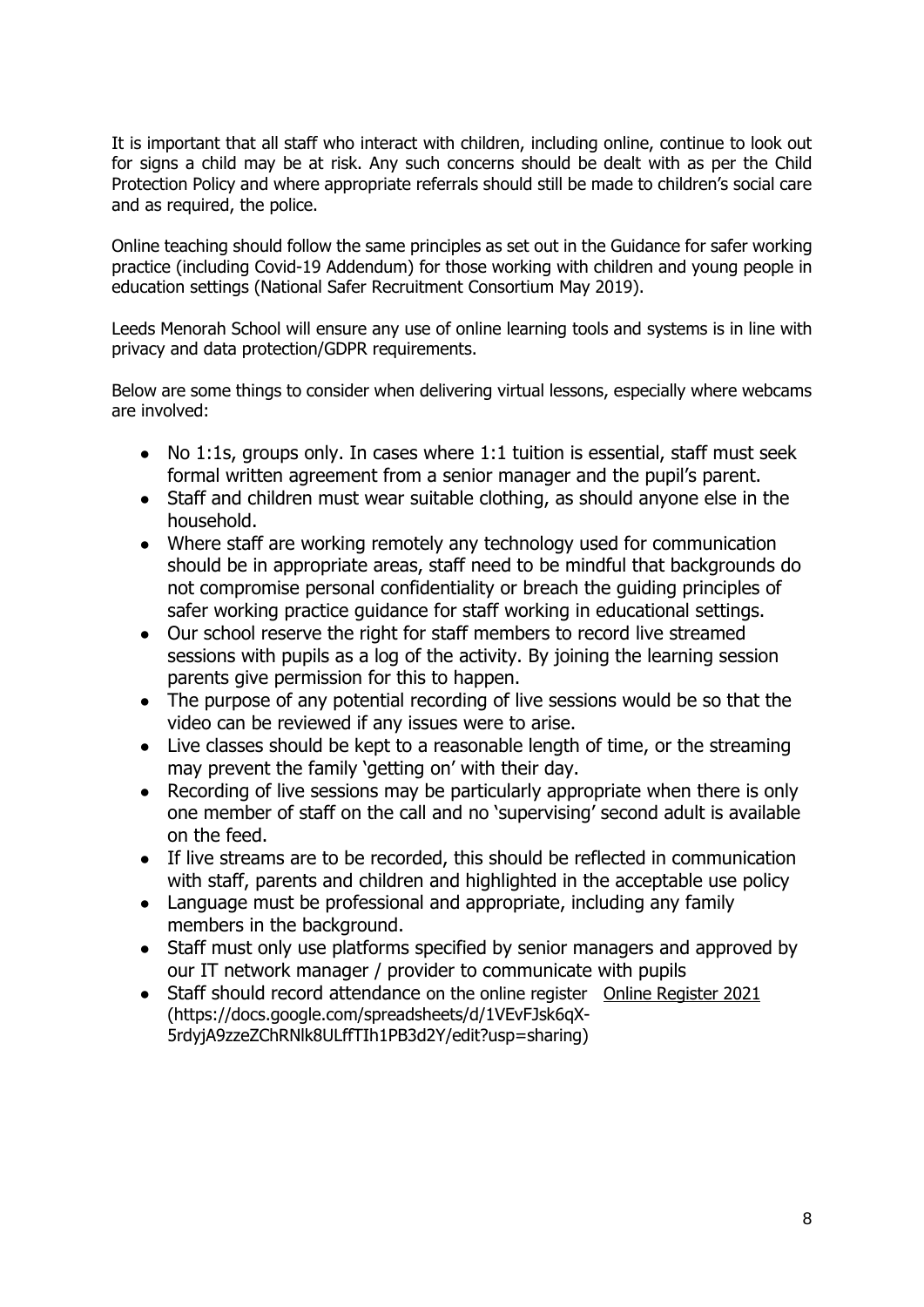It is important that all staff who interact with children, including online, continue to look out for signs a child may be at risk. Any such concerns should be dealt with as per the Child Protection Policy and where appropriate referrals should still be made to children's social care and as required, the police.

Online teaching should follow the same principles as set out in the Guidance for safer working practice (including Covid-19 Addendum) for those working with children and young people in education settings (National Safer Recruitment Consortium May 2019).

Leeds Menorah School will ensure any use of online learning tools and systems is in line with privacy and data protection/GDPR requirements.

Below are some things to consider when delivering virtual lessons, especially where webcams are involved:

- No 1:1s, groups only. In cases where 1:1 tuition is essential, staff must seek formal written agreement from a senior manager and the pupil's parent.
- Staff and children must wear suitable clothing, as should anyone else in the household.
- Where staff are working remotely any technology used for communication should be in appropriate areas, staff need to be mindful that backgrounds do not compromise personal confidentiality or breach the guiding principles of safer working practice guidance for staff working in educational settings.
- Our school reserve the right for staff members to record live streamed sessions with pupils as a log of the activity. By joining the learning session parents give permission for this to happen.
- The purpose of any potential recording of live sessions would be so that the video can be reviewed if any issues were to arise.
- Live classes should be kept to a reasonable length of time, or the streaming may prevent the family 'getting on' with their day.
- Recording of live sessions may be particularly appropriate when there is only one member of staff on the call and no 'supervising' second adult is available on the feed.
- If live streams are to be recorded, this should be reflected in communication with staff, parents and children and highlighted in the acceptable use policy
- Language must be professional and appropriate, including any family members in the background.
- Staff must only use platforms specified by senior managers and approved by our IT network manager / provider to communicate with pupils
- Staff should record attendance on the online register [Online Register 2021](https://docs.google.com/spreadsheets/d/1VEvFJsk6qX-5rdyjA9zzeZChRNlk8ULffTIh1PB3d2Y/edit?usp=sharing) (https://docs.google.com/spreadsheets/d/1VEvFJsk6qX-5rdyjA9zzeZChRNlk8ULffTIh1PB3d2Y/edit?usp=sharing)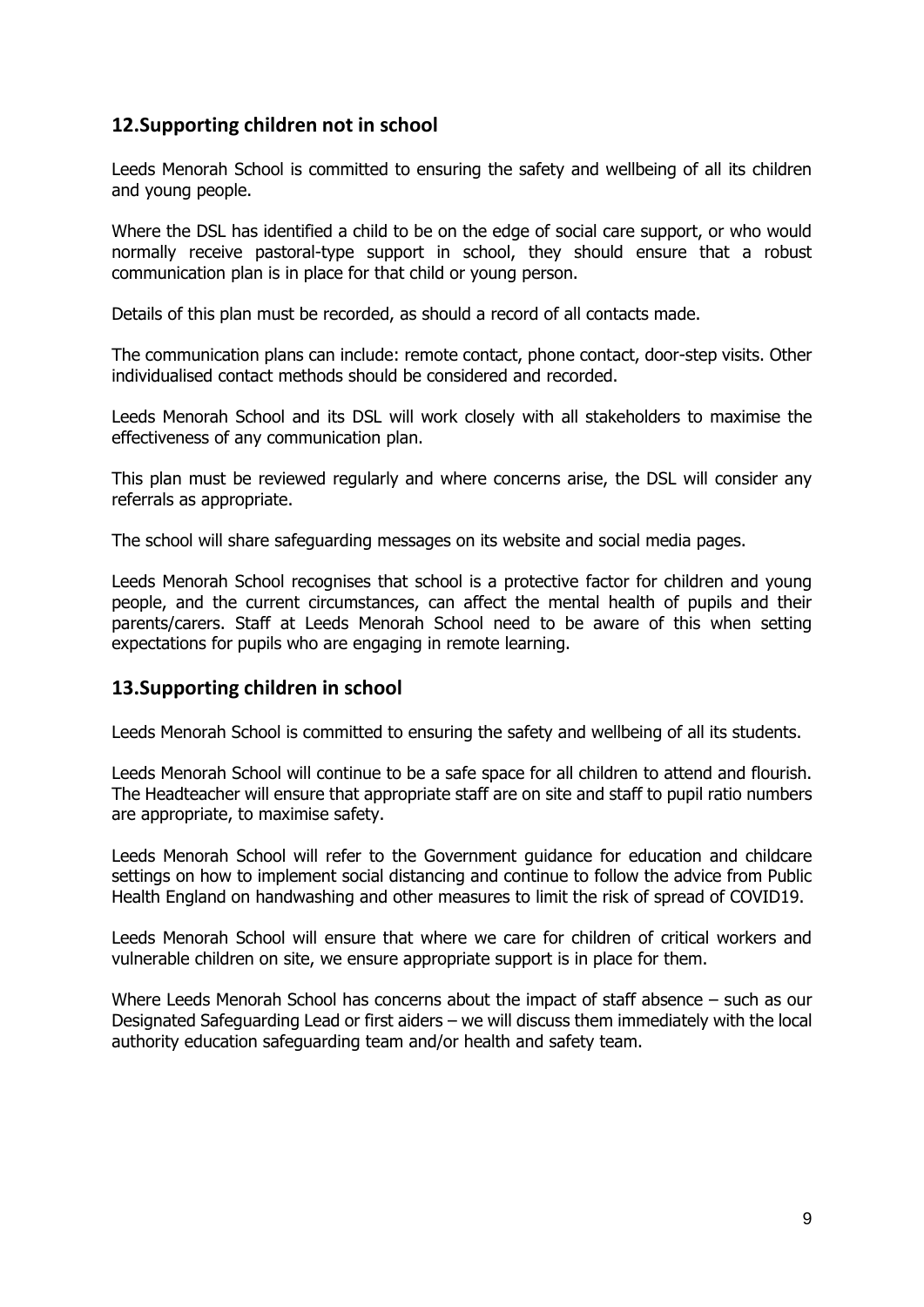## 12.Supporting children not in school

Leeds Menorah School is committed to ensuring the safety and wellbeing of all its children and young people.

Where the DSL has identified a child to be on the edge of social care support, or who would normally receive pastoral-type support in school, they should ensure that a robust communication plan is in place for that child or young person.

Details of this plan must be recorded, as should a record of all contacts made.

The communication plans can include: remote contact, phone contact, door-step visits. Other individualised contact methods should be considered and recorded.

Leeds Menorah School and its DSL will work closely with all stakeholders to maximise the effectiveness of any communication plan.

This plan must be reviewed regularly and where concerns arise, the DSL will consider any referrals as appropriate.

The school will share safeguarding messages on its website and social media pages.

Leeds Menorah School recognises that school is a protective factor for children and young people, and the current circumstances, can affect the mental health of pupils and their parents/carers. Staff at Leeds Menorah School need to be aware of this when setting expectations for pupils who are engaging in remote learning.

## 13.Supporting children in school

Leeds Menorah School is committed to ensuring the safety and wellbeing of all its students.

Leeds Menorah School will continue to be a safe space for all children to attend and flourish. The Headteacher will ensure that appropriate staff are on site and staff to pupil ratio numbers are appropriate, to maximise safety.

Leeds Menorah School will refer to the Government guidance for education and childcare settings on how to implement social distancing and continue to follow the advice from Public Health England on handwashing and other measures to limit the risk of spread of COVID19.

Leeds Menorah School will ensure that where we care for children of critical workers and vulnerable children on site, we ensure appropriate support is in place for them.

Where Leeds Menorah School has concerns about the impact of staff absence – such as our Designated Safeguarding Lead or first aiders – we will discuss them immediately with the local authority education safeguarding team and/or health and safety team.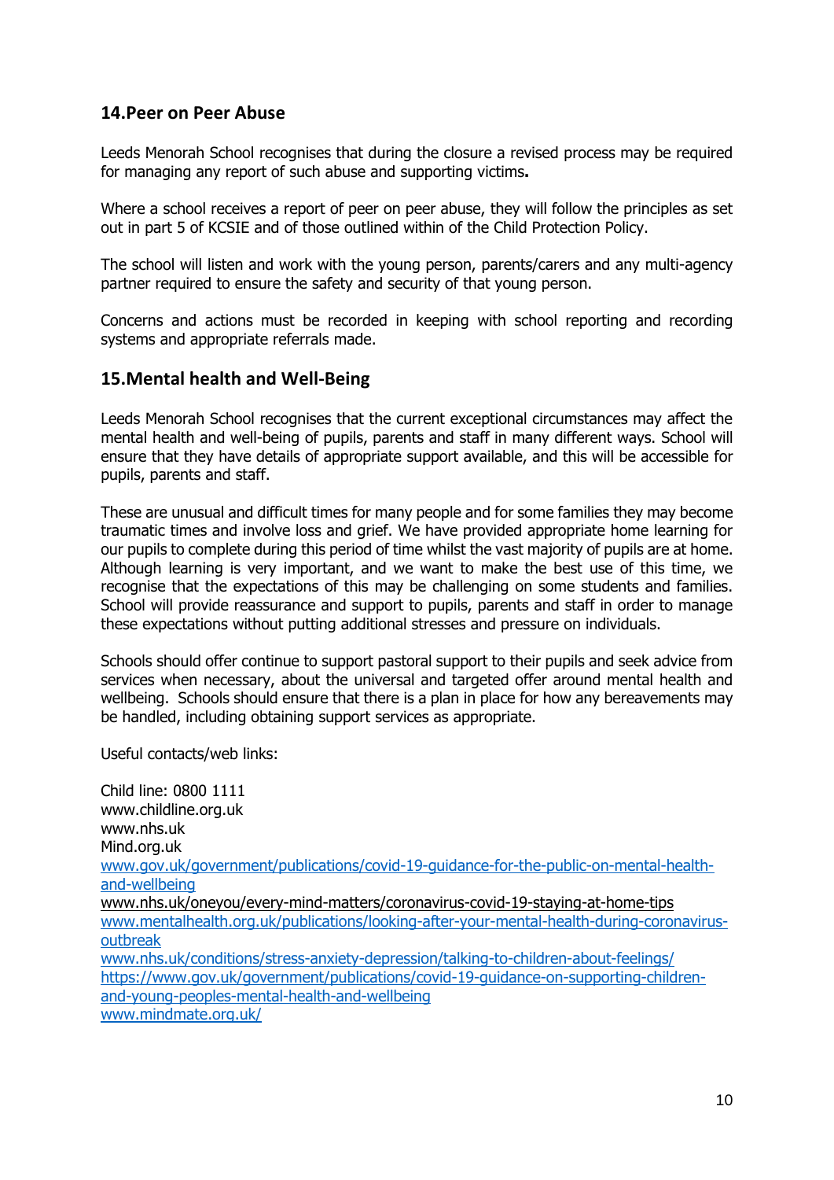## 14.Peer on Peer Abuse

Leeds Menorah School recognises that during the closure a revised process may be required for managing any report of such abuse and supporting victims**.**

Where a school receives a report of peer on peer abuse, they will follow the principles as set out in part 5 of KCSIE and of those outlined within of the Child Protection Policy.

The school will listen and work with the young person, parents/carers and any multi-agency partner required to ensure the safety and security of that young person.

Concerns and actions must be recorded in keeping with school reporting and recording systems and appropriate referrals made.

## 15.Mental health and Well-Being

Leeds Menorah School recognises that the current exceptional circumstances may affect the mental health and well-being of pupils, parents and staff in many different ways. School will ensure that they have details of appropriate support available, and this will be accessible for pupils, parents and staff.

These are unusual and difficult times for many people and for some families they may become traumatic times and involve loss and grief. We have provided appropriate home learning for our pupils to complete during this period of time whilst the vast majority of pupils are at home. Although learning is very important, and we want to make the best use of this time, we recognise that the expectations of this may be challenging on some students and families. School will provide reassurance and support to pupils, parents and staff in order to manage these expectations without putting additional stresses and pressure on individuals.

Schools should offer continue to support pastoral support to their pupils and seek advice from services when necessary, about the universal and targeted offer around mental health and wellbeing. Schools should ensure that there is a plan in place for how any bereavements may be handled, including obtaining support services as appropriate.

Useful contacts/web links:

Child line: 0800 1111
www.childline.org.uk
www.nhs.uk
Mind.org.uk
www.gov.uk/government/publications/covid-19-guidance-for-the-public-on-mental-health-and-wellbeing
www.nhs.uk/oneyou/every-mind-matters/coronavirus-covid-19-staying-at-home-tips
www.mentalhealth.org.uk/publications/looking-after-your-mental-health-during-coronavirus-outbreak
www.nhs.uk/conditions/stress-anxiety-depression/talking-to-children-about-feelings/
https://www.gov.uk/government/publications/covid-19-guidance-on-supporting-children-and-young-peoples-mental-health-and-wellbeing
www.mindmate.org.uk/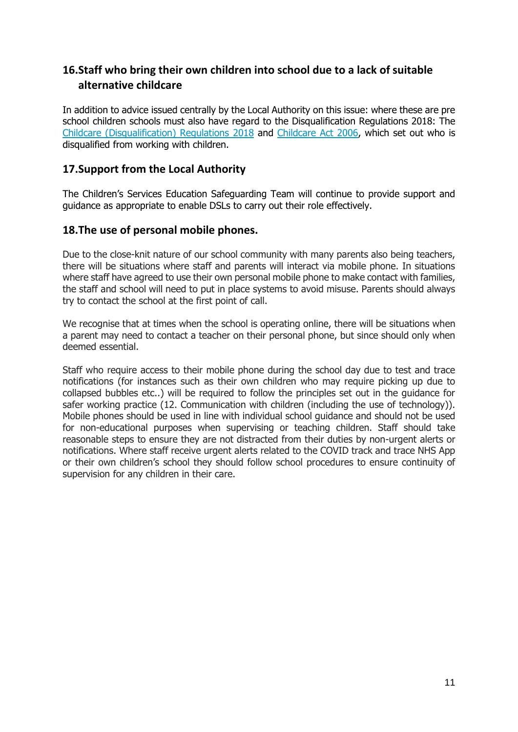## 16. Staff who bring their own children into school due to a lack of suitable alternative childcare

In addition to advice issued centrally by the Local Authority on this issue: where these are pre school children schools must also have regard to the Disqualification Regulations 2018: The [Childcare (Disqualification) Regulations 2018]() and [Childcare Act 2006](), which set out who is disqualified from working with children.

## 17. Support from the Local Authority

The Children's Services Education Safeguarding Team will continue to provide support and guidance as appropriate to enable DSLs to carry out their role effectively.

## 18. The use of personal mobile phones.

Due to the close-knit nature of our school community with many parents also being teachers, there will be situations where staff and parents will interact via mobile phone. In situations where staff have agreed to use their own personal mobile phone to make contact with families, the staff and school will need to put in place systems to avoid misuse. Parents should always try to contact the school at the first point of call.

We recognise that at times when the school is operating online, there will be situations when a parent may need to contact a teacher on their personal phone, but since should only when deemed essential.

Staff who require access to their mobile phone during the school day due to test and trace notifications (for instances such as their own children who may require picking up due to collapsed bubbles etc..) will be required to follow the principles set out in the guidance for safer working practice (12. Communication with children (including the use of technology)). Mobile phones should be used in line with individual school guidance and should not be used for non-educational purposes when supervising or teaching children. Staff should take reasonable steps to ensure they are not distracted from their duties by non-urgent alerts or notifications. Where staff receive urgent alerts related to the COVID track and trace NHS App or their own children's school they should follow school procedures to ensure continuity of supervision for any children in their care.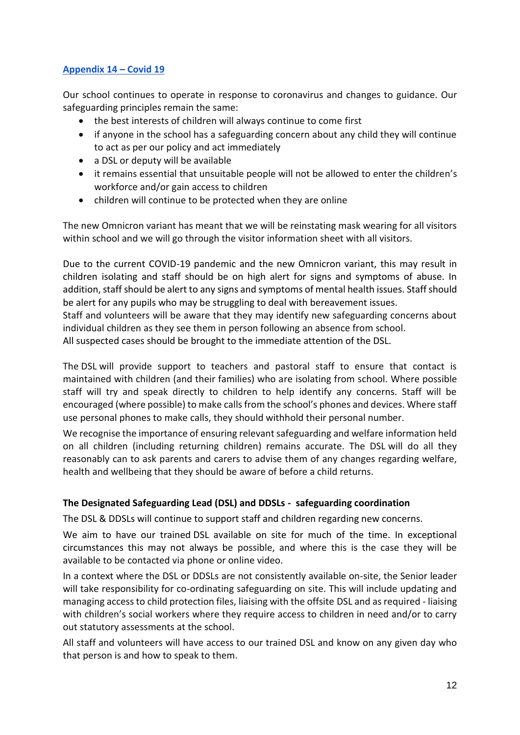## Appendix 14 – Covid 19

Our school continues to operate in response to coronavirus and changes to guidance. Our safeguarding principles remain the same:

- the best interests of children will always continue to come first
- if anyone in the school has a safeguarding concern about any child they will continue to act as per our policy and act immediately
- a DSL or deputy will be available
- it remains essential that unsuitable people will not be allowed to enter the children's workforce and/or gain access to children
- children will continue to be protected when they are online

The new Omnicron variant has meant that we will be reinstating mask wearing for all visitors within school and we will go through the visitor information sheet with all visitors.

Due to the current COVID-19 pandemic and the new Omnicron variant, this may result in children isolating and staff should be on high alert for signs and symptoms of abuse. In addition, staff should be alert to any signs and symptoms of mental health issues. Staff should be alert for any pupils who may be struggling to deal with bereavement issues.
Staff and volunteers will be aware that they may identify new safeguarding concerns about individual children as they see them in person following an absence from school.
All suspected cases should be brought to the immediate attention of the DSL.

The DSL will provide support to teachers and pastoral staff to ensure that contact is maintained with children (and their families) who are isolating from school. Where possible staff will try and speak directly to children to help identify any concerns. Staff will be encouraged (where possible) to make calls from the school's phones and devices. Where staff use personal phones to make calls, they should withhold their personal number.

We recognise the importance of ensuring relevant safeguarding and welfare information held on all children (including returning children) remains accurate. The DSL will do all they reasonably can to ask parents and carers to advise them of any changes regarding welfare, health and wellbeing that they should be aware of before a child returns.

**The Designated Safeguarding Lead (DSL) and DDSLs - safeguarding coordination**

The DSL & DDSLs will continue to support staff and children regarding new concerns.

We aim to have our trained DSL available on site for much of the time. In exceptional circumstances this may not always be possible, and where this is the case they will be available to be contacted via phone or online video.

In a context where the DSL or DDSLs are not consistently available on-site, the Senior leader will take responsibility for co-ordinating safeguarding on site. This will include updating and managing access to child protection files, liaising with the offsite DSL and as required - liaising with children's social workers where they require access to children in need and/or to carry out statutory assessments at the school.

All staff and volunteers will have access to our trained DSL and know on any given day who that person is and how to speak to them.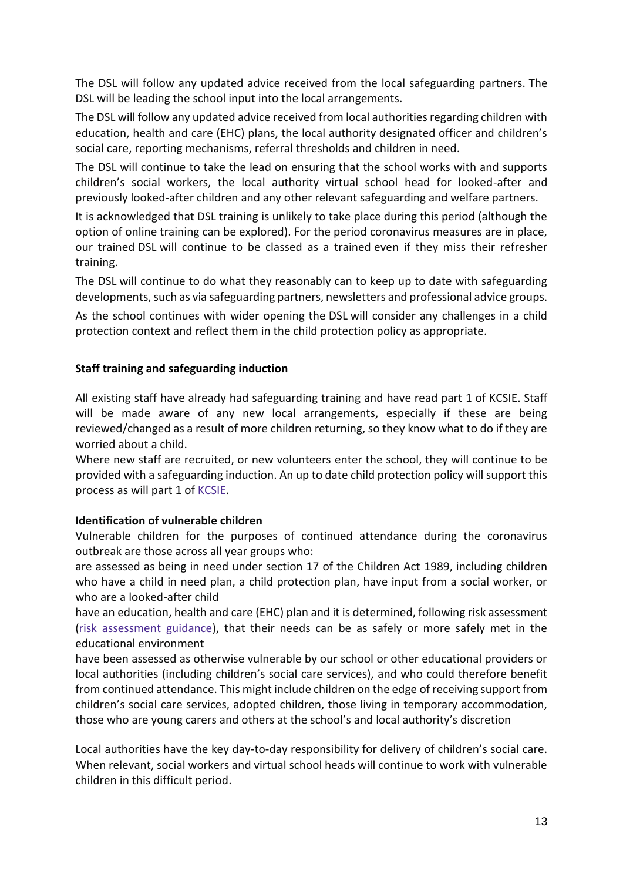The DSL will follow any updated advice received from the local safeguarding partners. The DSL will be leading the school input into the local arrangements.

The DSL will follow any updated advice received from local authorities regarding children with education, health and care (EHC) plans, the local authority designated officer and children's social care, reporting mechanisms, referral thresholds and children in need.

The DSL will continue to take the lead on ensuring that the school works with and supports children's social workers, the local authority virtual school head for looked-after and previously looked-after children and any other relevant safeguarding and welfare partners.

It is acknowledged that DSL training is unlikely to take place during this period (although the option of online training can be explored). For the period coronavirus measures are in place, our trained DSL will continue to be classed as a trained even if they miss their refresher training.

The DSL will continue to do what they reasonably can to keep up to date with safeguarding developments, such as via safeguarding partners, newsletters and professional advice groups.

As the school continues with wider opening the DSL will consider any challenges in a child protection context and reflect them in the child protection policy as appropriate.

**Staff training and safeguarding induction**

All existing staff have already had safeguarding training and have read part 1 of KCSIE. Staff will be made aware of any new local arrangements, especially if these are being reviewed/changed as a result of more children returning, so they know what to do if they are worried about a child.

Where new staff are recruited, or new volunteers enter the school, they will continue to be provided with a safeguarding induction. An up to date child protection policy will support this process as will part 1 of KCSIE.

**Identification of vulnerable children**

Vulnerable children for the purposes of continued attendance during the coronavirus outbreak are those across all year groups who:

are assessed as being in need under section 17 of the Children Act 1989, including children who have a child in need plan, a child protection plan, have input from a social worker, or who are a looked-after child

have an education, health and care (EHC) plan and it is determined, following risk assessment (risk assessment guidance), that their needs can be as safely or more safely met in the educational environment

have been assessed as otherwise vulnerable by our school or other educational providers or local authorities (including children's social care services), and who could therefore benefit from continued attendance. This might include children on the edge of receiving support from children's social care services, adopted children, those living in temporary accommodation, those who are young carers and others at the school's and local authority's discretion

Local authorities have the key day-to-day responsibility for delivery of children's social care. When relevant, social workers and virtual school heads will continue to work with vulnerable children in this difficult period.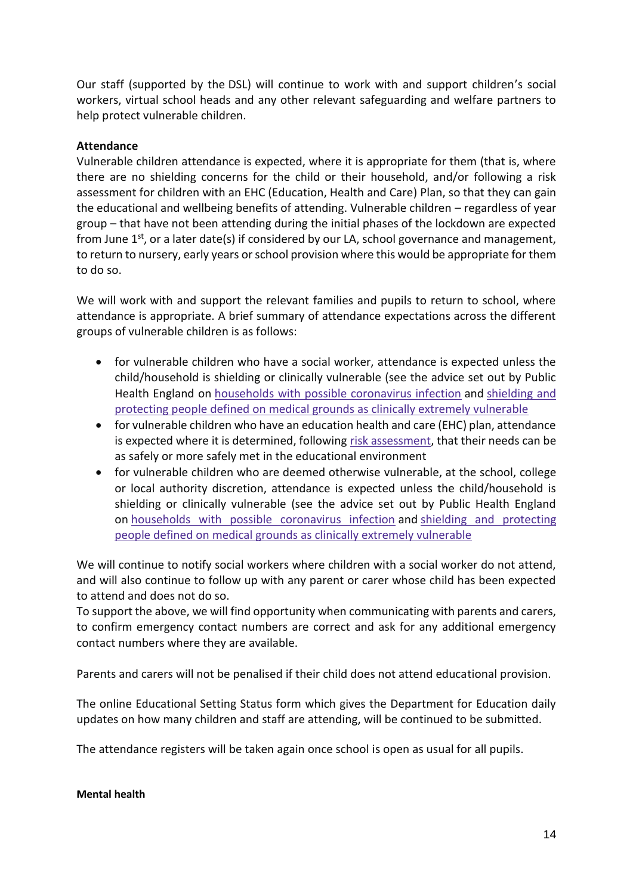Our staff (supported by the DSL) will continue to work with and support children's social workers, virtual school heads and any other relevant safeguarding and welfare partners to help protect vulnerable children.

**Attendance**

Vulnerable children attendance is expected, where it is appropriate for them (that is, where there are no shielding concerns for the child or their household, and/or following a risk assessment for children with an EHC (Education, Health and Care) Plan, so that they can gain the educational and wellbeing benefits of attending. Vulnerable children – regardless of year group – that have not been attending during the initial phases of the lockdown are expected from June 1st, or a later date(s) if considered by our LA, school governance and management, to return to nursery, early years or school provision where this would be appropriate for them to do so.

We will work with and support the relevant families and pupils to return to school, where attendance is appropriate. A brief summary of attendance expectations across the different groups of vulnerable children is as follows:

- for vulnerable children who have a social worker, attendance is expected unless the child/household is shielding or clinically vulnerable (see the advice set out by Public Health England on households with possible coronavirus infection and shielding and protecting people defined on medical grounds as clinically extremely vulnerable
- for vulnerable children who have an education health and care (EHC) plan, attendance is expected where it is determined, following risk assessment, that their needs can be as safely or more safely met in the educational environment
- for vulnerable children who are deemed otherwise vulnerable, at the school, college or local authority discretion, attendance is expected unless the child/household is shielding or clinically vulnerable (see the advice set out by Public Health England on households with possible coronavirus infection and shielding and protecting people defined on medical grounds as clinically extremely vulnerable

We will continue to notify social workers where children with a social worker do not attend, and will also continue to follow up with any parent or carer whose child has been expected to attend and does not do so.
To support the above, we will find opportunity when communicating with parents and carers, to confirm emergency contact numbers are correct and ask for any additional emergency contact numbers where they are available.

Parents and carers will not be penalised if their child does not attend educational provision.

The online Educational Setting Status form which gives the Department for Education daily updates on how many children and staff are attending, will be continued to be submitted.

The attendance registers will be taken again once school is open as usual for all pupils.

**Mental health**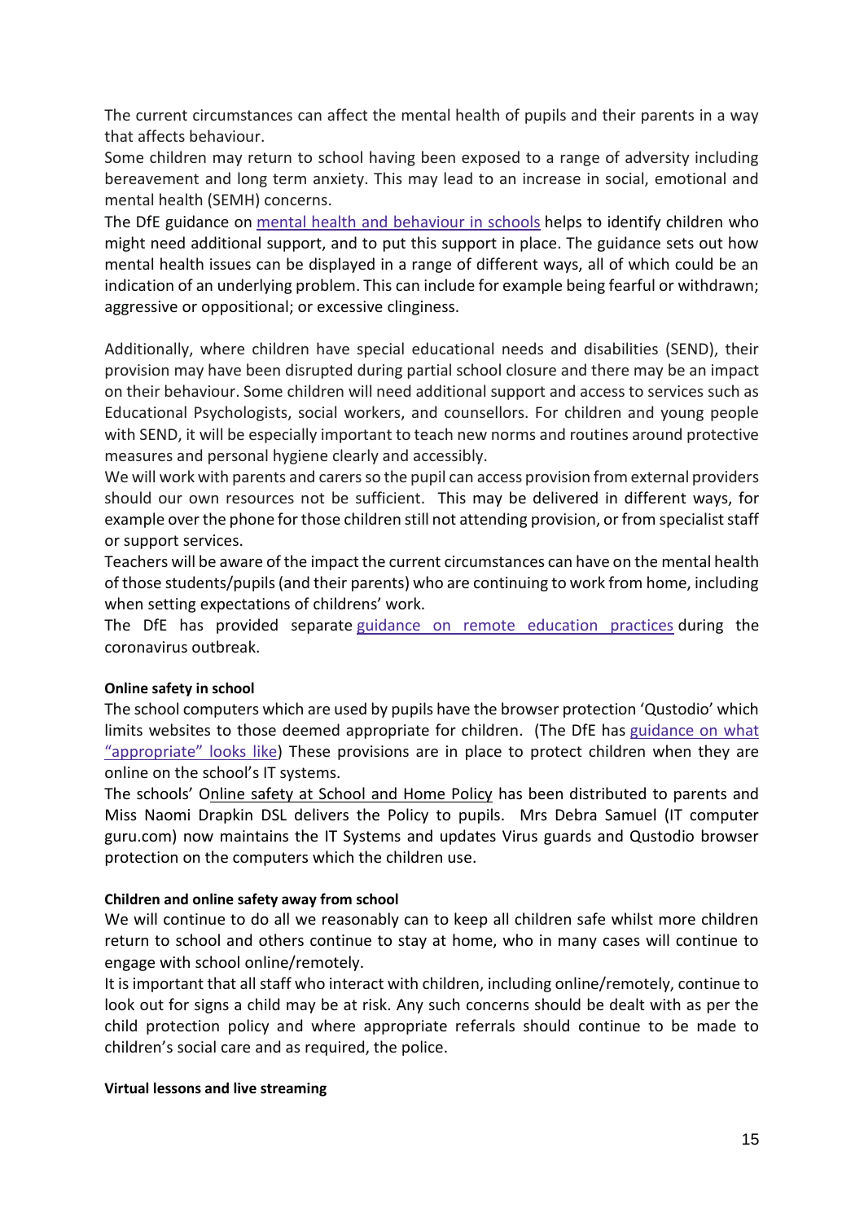The current circumstances can affect the mental health of pupils and their parents in a way that affects behaviour.

Some children may return to school having been exposed to a range of adversity including bereavement and long term anxiety. This may lead to an increase in social, emotional and mental health (SEMH) concerns.

The DfE guidance on mental health and behaviour in schools helps to identify children who might need additional support, and to put this support in place. The guidance sets out how mental health issues can be displayed in a range of different ways, all of which could be an indication of an underlying problem. This can include for example being fearful or withdrawn; aggressive or oppositional; or excessive clinginess.

Additionally, where children have special educational needs and disabilities (SEND), their provision may have been disrupted during partial school closure and there may be an impact on their behaviour. Some children will need additional support and access to services such as Educational Psychologists, social workers, and counsellors. For children and young people with SEND, it will be especially important to teach new norms and routines around protective measures and personal hygiene clearly and accessibly.

We will work with parents and carers so the pupil can access provision from external providers should our own resources not be sufficient. This may be delivered in different ways, for example over the phone for those children still not attending provision, or from specialist staff or support services.

Teachers will be aware of the impact the current circumstances can have on the mental health of those students/pupils (and their parents) who are continuing to work from home, including when setting expectations of childrens' work.

The DfE has provided separate guidance on remote education practices during the coronavirus outbreak.

**Online safety in school**

The school computers which are used by pupils have the browser protection 'Qustodio' which limits websites to those deemed appropriate for children. (The DfE has guidance on what "appropriate" looks like) These provisions are in place to protect children when they are online on the school's IT systems.

The schools' Online safety at School and Home Policy has been distributed to parents and Miss Naomi Drapkin DSL delivers the Policy to pupils. Mrs Debra Samuel (IT computer guru.com) now maintains the IT Systems and updates Virus guards and Qustodio browser protection on the computers which the children use.

**Children and online safety away from school**

We will continue to do all we reasonably can to keep all children safe whilst more children return to school and others continue to stay at home, who in many cases will continue to engage with school online/remotely.

It is important that all staff who interact with children, including online/remotely, continue to look out for signs a child may be at risk. Any such concerns should be dealt with as per the child protection policy and where appropriate referrals should continue to be made to children's social care and as required, the police.

**Virtual lessons and live streaming**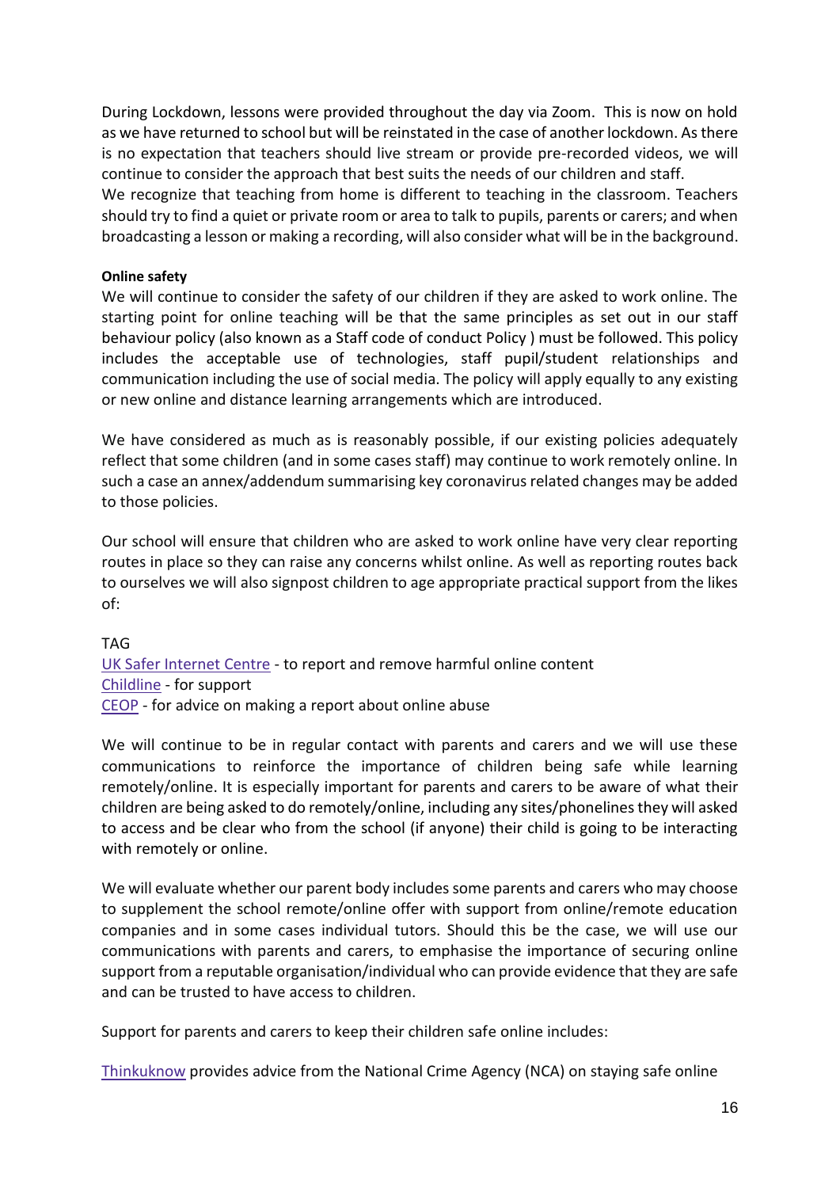During Lockdown, lessons were provided throughout the day via Zoom. This is now on hold as we have returned to school but will be reinstated in the case of another lockdown. As there is no expectation that teachers should live stream or provide pre-recorded videos, we will continue to consider the approach that best suits the needs of our children and staff.
We recognize that teaching from home is different to teaching in the classroom. Teachers should try to find a quiet or private room or area to talk to pupils, parents or carers; and when broadcasting a lesson or making a recording, will also consider what will be in the background.

**Online safety**

We will continue to consider the safety of our children if they are asked to work online. The starting point for online teaching will be that the same principles as set out in our staff behaviour policy (also known as a Staff code of conduct Policy ) must be followed. This policy includes the acceptable use of technologies, staff pupil/student relationships and communication including the use of social media. The policy will apply equally to any existing or new online and distance learning arrangements which are introduced.

We have considered as much as is reasonably possible, if our existing policies adequately reflect that some children (and in some cases staff) may continue to work remotely online. In such a case an annex/addendum summarising key coronavirus related changes may be added to those policies.

Our school will ensure that children who are asked to work online have very clear reporting routes in place so they can raise any concerns whilst online. As well as reporting routes back to ourselves we will also signpost children to age appropriate practical support from the likes of:

TAG
UK Safer Internet Centre - to report and remove harmful online content
Childline - for support
CEOP - for advice on making a report about online abuse

We will continue to be in regular contact with parents and carers and we will use these communications to reinforce the importance of children being safe while learning remotely/online. It is especially important for parents and carers to be aware of what their children are being asked to do remotely/online, including any sites/phonelines they will asked to access and be clear who from the school (if anyone) their child is going to be interacting with remotely or online.

We will evaluate whether our parent body includes some parents and carers who may choose to supplement the school remote/online offer with support from online/remote education companies and in some cases individual tutors. Should this be the case, we will use our communications with parents and carers, to emphasise the importance of securing online support from a reputable organisation/individual who can provide evidence that they are safe and can be trusted to have access to children.

Support for parents and carers to keep their children safe online includes:

Thinkuknow provides advice from the National Crime Agency (NCA) on staying safe online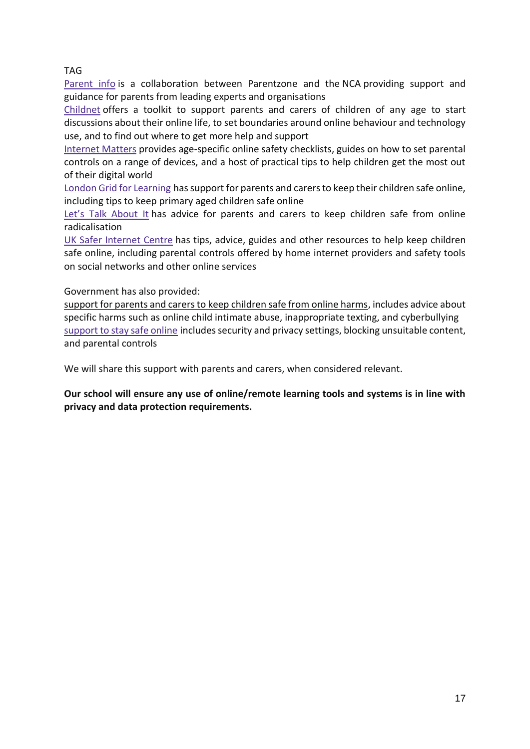TAG

Parent info is a collaboration between Parentzone and the NCA providing support and guidance for parents from leading experts and organisations

Childnet offers a toolkit to support parents and carers of children of any age to start discussions about their online life, to set boundaries around online behaviour and technology use, and to find out where to get more help and support

Internet Matters provides age-specific online safety checklists, guides on how to set parental controls on a range of devices, and a host of practical tips to help children get the most out of their digital world

London Grid for Learning has support for parents and carers to keep their children safe online, including tips to keep primary aged children safe online

Let's Talk About It has advice for parents and carers to keep children safe from online radicalisation

UK Safer Internet Centre has tips, advice, guides and other resources to help keep children safe online, including parental controls offered by home internet providers and safety tools on social networks and other online services

Government has also provided:

support for parents and carers to keep children safe from online harms, includes advice about specific harms such as online child intimate abuse, inappropriate texting, and cyberbullying

support to stay safe online includes security and privacy settings, blocking unsuitable content, and parental controls

We will share this support with parents and carers, when considered relevant.

**Our school will ensure any use of online/remote learning tools and systems is in line with privacy and data protection requirements.**